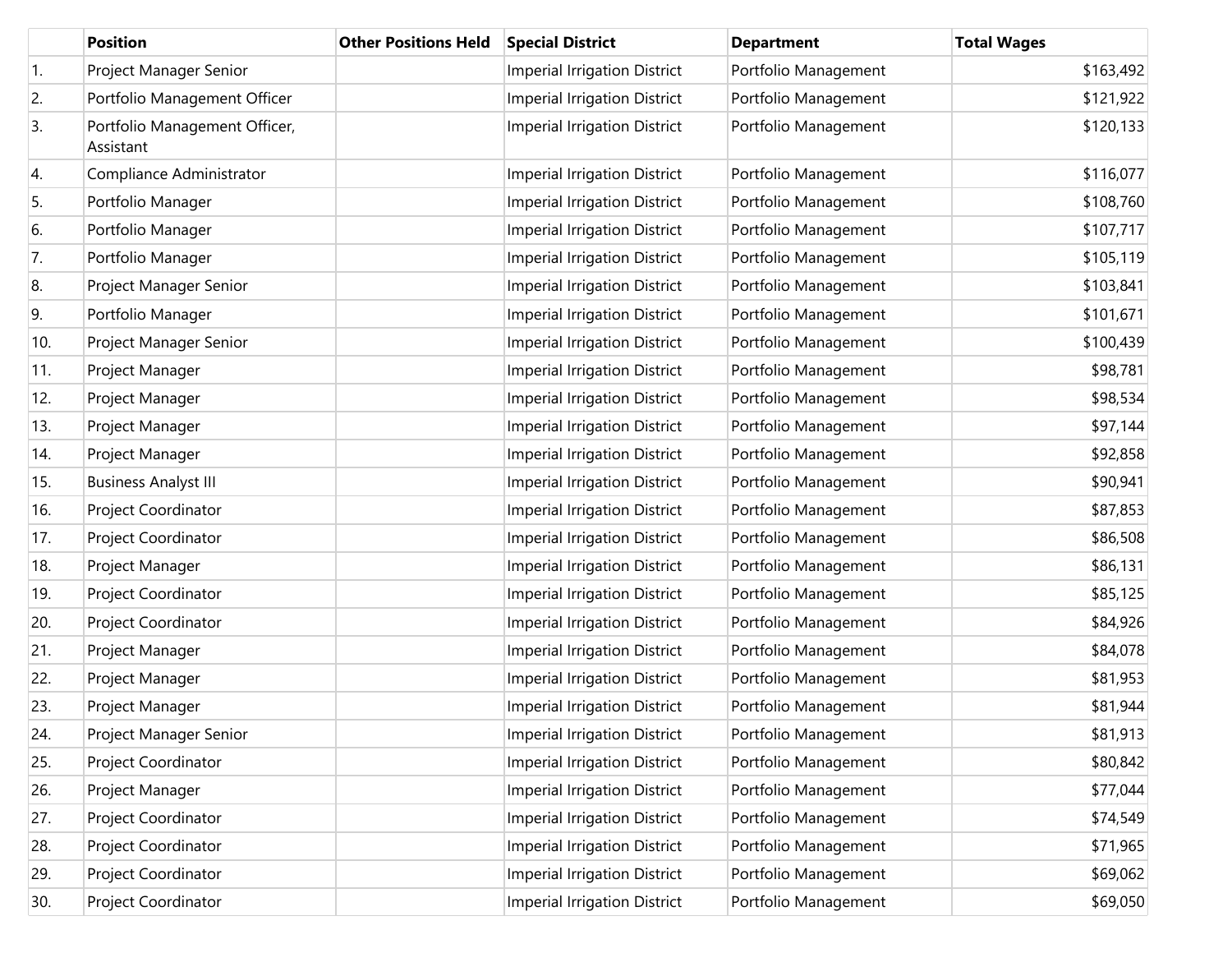| | Position | Other Positions Held | Special District | Department | Total Wages |
|---|---|---|---|---|---|
| 1. | Project Manager Senior | | Imperial Irrigation District | Portfolio Management | $163,492 |
| 2. | Portfolio Management Officer | | Imperial Irrigation District | Portfolio Management | $121,922 |
| 3. | Portfolio Management Officer, Assistant | | Imperial Irrigation District | Portfolio Management | $120,133 |
| 4. | Compliance Administrator | | Imperial Irrigation District | Portfolio Management | $116,077 |
| 5. | Portfolio Manager | | Imperial Irrigation District | Portfolio Management | $108,760 |
| 6. | Portfolio Manager | | Imperial Irrigation District | Portfolio Management | $107,717 |
| 7. | Portfolio Manager | | Imperial Irrigation District | Portfolio Management | $105,119 |
| 8. | Project Manager Senior | | Imperial Irrigation District | Portfolio Management | $103,841 |
| 9. | Portfolio Manager | | Imperial Irrigation District | Portfolio Management | $101,671 |
| 10. | Project Manager Senior | | Imperial Irrigation District | Portfolio Management | $100,439 |
| 11. | Project Manager | | Imperial Irrigation District | Portfolio Management | $98,781 |
| 12. | Project Manager | | Imperial Irrigation District | Portfolio Management | $98,534 |
| 13. | Project Manager | | Imperial Irrigation District | Portfolio Management | $97,144 |
| 14. | Project Manager | | Imperial Irrigation District | Portfolio Management | $92,858 |
| 15. | Business Analyst III | | Imperial Irrigation District | Portfolio Management | $90,941 |
| 16. | Project Coordinator | | Imperial Irrigation District | Portfolio Management | $87,853 |
| 17. | Project Coordinator | | Imperial Irrigation District | Portfolio Management | $86,508 |
| 18. | Project Manager | | Imperial Irrigation District | Portfolio Management | $86,131 |
| 19. | Project Coordinator | | Imperial Irrigation District | Portfolio Management | $85,125 |
| 20. | Project Coordinator | | Imperial Irrigation District | Portfolio Management | $84,926 |
| 21. | Project Manager | | Imperial Irrigation District | Portfolio Management | $84,078 |
| 22. | Project Manager | | Imperial Irrigation District | Portfolio Management | $81,953 |
| 23. | Project Manager | | Imperial Irrigation District | Portfolio Management | $81,944 |
| 24. | Project Manager Senior | | Imperial Irrigation District | Portfolio Management | $81,913 |
| 25. | Project Coordinator | | Imperial Irrigation District | Portfolio Management | $80,842 |
| 26. | Project Manager | | Imperial Irrigation District | Portfolio Management | $77,044 |
| 27. | Project Coordinator | | Imperial Irrigation District | Portfolio Management | $74,549 |
| 28. | Project Coordinator | | Imperial Irrigation District | Portfolio Management | $71,965 |
| 29. | Project Coordinator | | Imperial Irrigation District | Portfolio Management | $69,062 |
| 30. | Project Coordinator | | Imperial Irrigation District | Portfolio Management | $69,050 |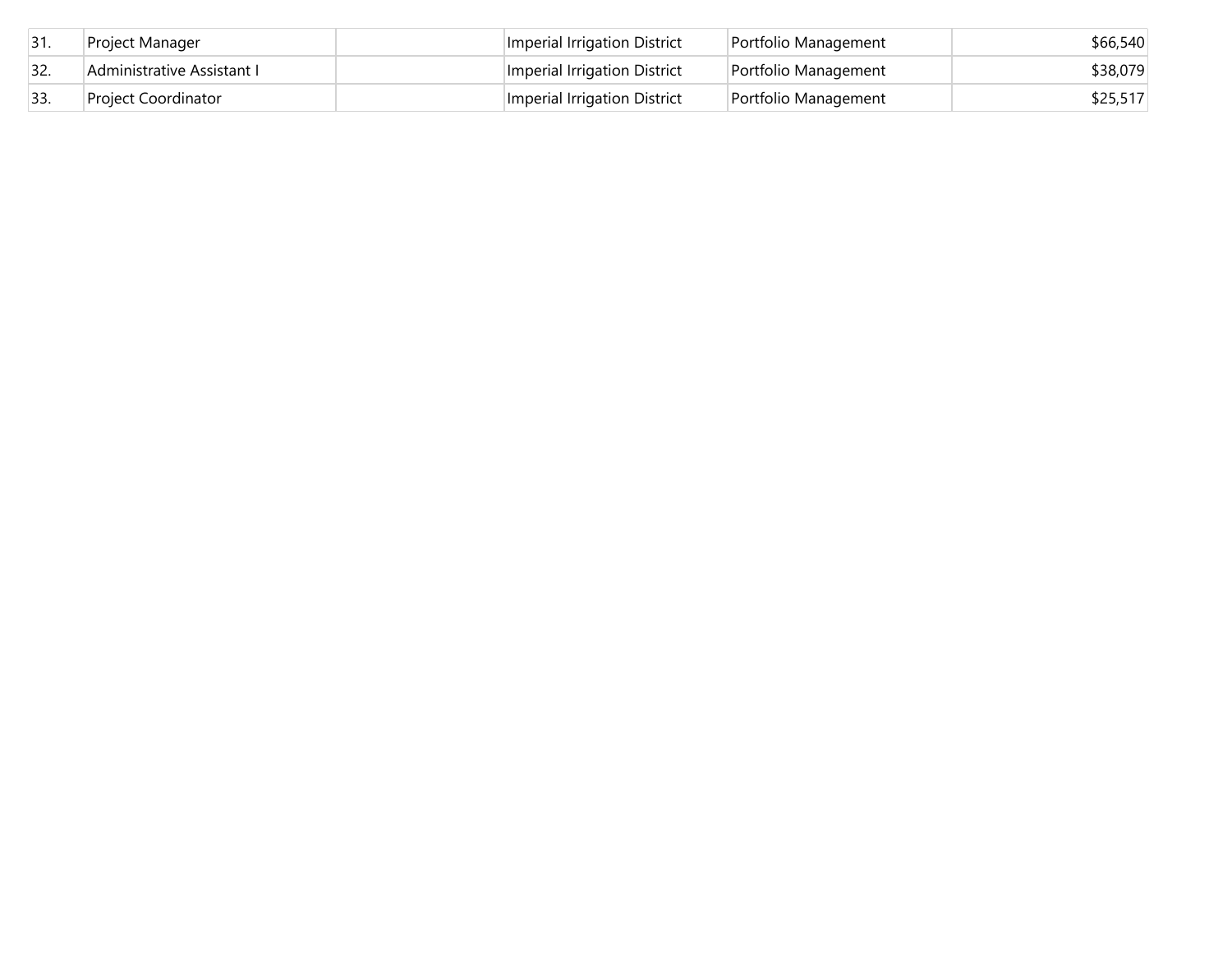| | | | | | |
|---|---|---|---|---|---|
| 31. | Project Manager | | Imperial Irrigation District | Portfolio Management | $66,540 |
| 32. | Administrative Assistant I | | Imperial Irrigation District | Portfolio Management | $38,079 |
| 33. | Project Coordinator | | Imperial Irrigation District | Portfolio Management | $25,517 |